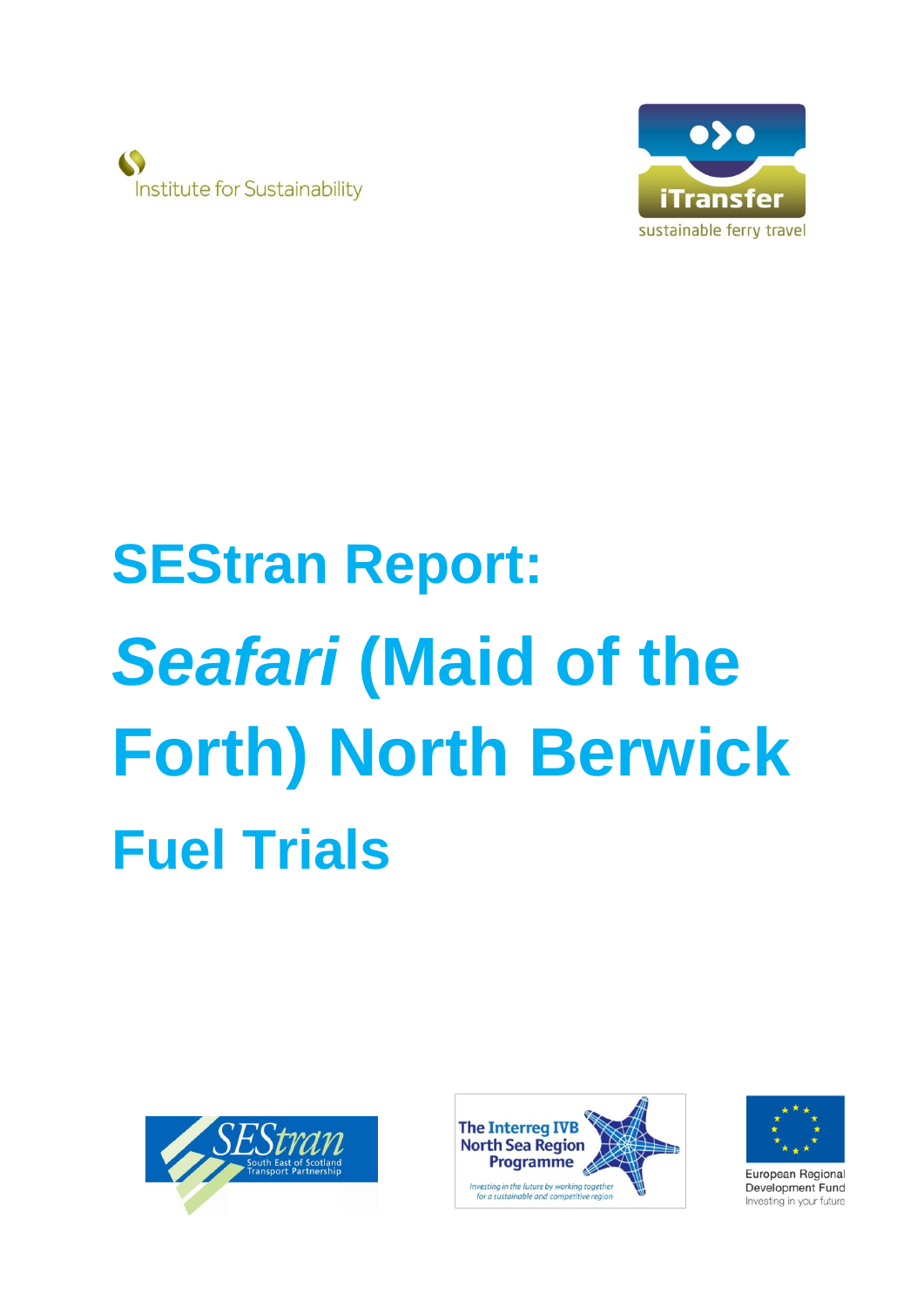Institute for Sustainability

iTransfer
sustainable ferry travel

# SEStran Report:

# *Seafari* (Maid of the Forth) North Berwick

# Fuel Trials

SEStran
South East of Scotland Transport Partnership

The Interreg IVB North Sea Region Programme
Investing in the future by working together for a sustainable and competitive region

European Regional Development Fund
Investing in your future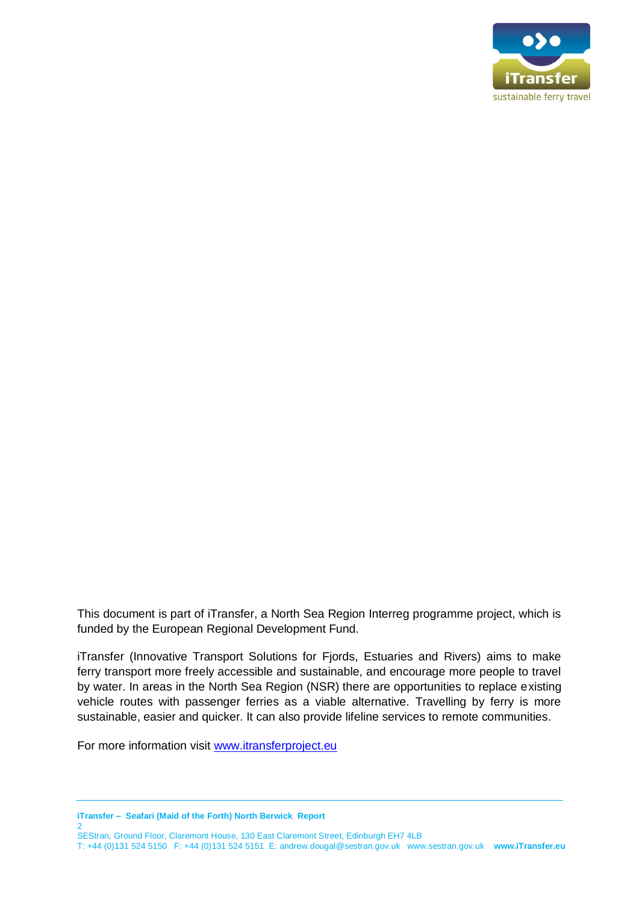This document is part of iTransfer, a North Sea Region Interreg programme project, which is funded by the European Regional Development Fund.

iTransfer (Innovative Transport Solutions for Fjords, Estuaries and Rivers) aims to make ferry transport more freely accessible and sustainable, and encourage more people to travel by water. In areas in the North Sea Region (NSR) there are opportunities to replace existing vehicle routes with passenger ferries as a viable alternative. Travelling by ferry is more sustainable, easier and quicker. It can also provide lifeline services to remote communities.

For more information visit [www.itransferproject.eu](http://www.itransferproject.eu)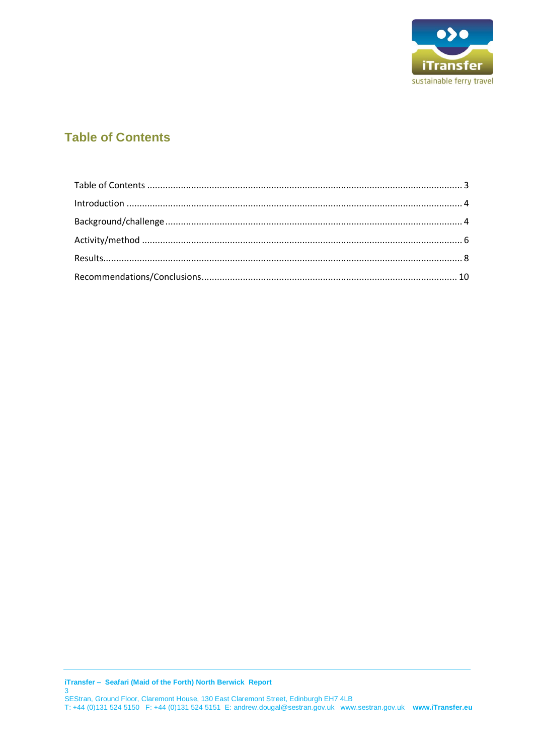## Table of Contents

Table of Contents ........................................................................................................... 3

Introduction ................................................................................................................... 4

Background/challenge .................................................................................................... 4

Activity/method .............................................................................................................. 6

Results............................................................................................................................. 8

Recommendations/Conclusions..................................................................................... 10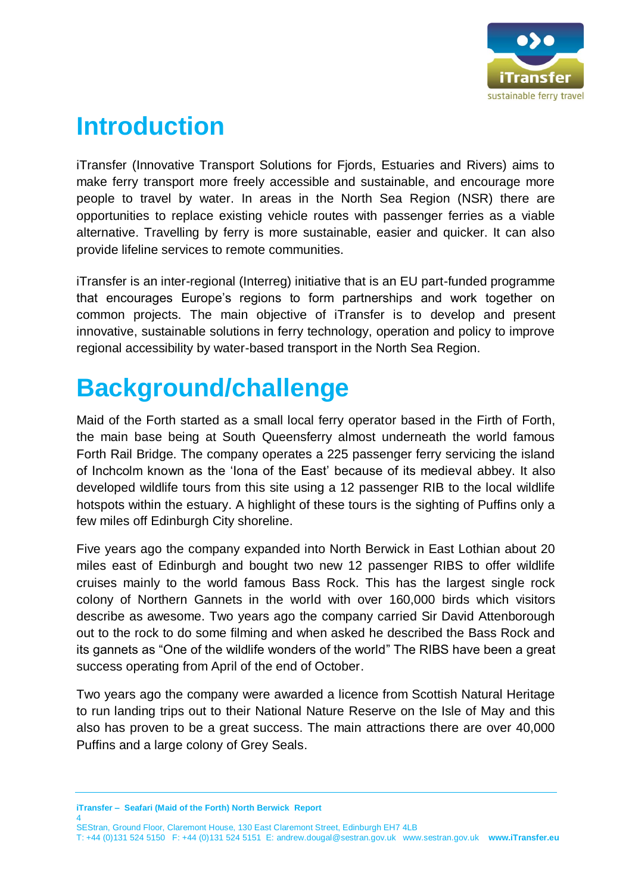# Introduction

iTransfer (Innovative Transport Solutions for Fjords, Estuaries and Rivers) aims to make ferry transport more freely accessible and sustainable, and encourage more people to travel by water. In areas in the North Sea Region (NSR) there are opportunities to replace existing vehicle routes with passenger ferries as a viable alternative. Travelling by ferry is more sustainable, easier and quicker. It can also provide lifeline services to remote communities.

iTransfer is an inter-regional (Interreg) initiative that is an EU part-funded programme that encourages Europe's regions to form partnerships and work together on common projects. The main objective of iTransfer is to develop and present innovative, sustainable solutions in ferry technology, operation and policy to improve regional accessibility by water-based transport in the North Sea Region.

# Background/challenge

Maid of the Forth started as a small local ferry operator based in the Firth of Forth, the main base being at South Queensferry almost underneath the world famous Forth Rail Bridge. The company operates a 225 passenger ferry servicing the island of Inchcolm known as the 'Iona of the East' because of its medieval abbey. It also developed wildlife tours from this site using a 12 passenger RIB to the local wildlife hotspots within the estuary. A highlight of these tours is the sighting of Puffins only a few miles off Edinburgh City shoreline.

Five years ago the company expanded into North Berwick in East Lothian about 20 miles east of Edinburgh and bought two new 12 passenger RIBS to offer wildlife cruises mainly to the world famous Bass Rock. This has the largest single rock colony of Northern Gannets in the world with over 160,000 birds which visitors describe as awesome. Two years ago the company carried Sir David Attenborough out to the rock to do some filming and when asked he described the Bass Rock and its gannets as "One of the wildlife wonders of the world" The RIBS have been a great success operating from April of the end of October.

Two years ago the company were awarded a licence from Scottish Natural Heritage to run landing trips out to their National Nature Reserve on the Isle of May and this also has proven to be a great success. The main attractions there are over 40,000 Puffins and a large colony of Grey Seals.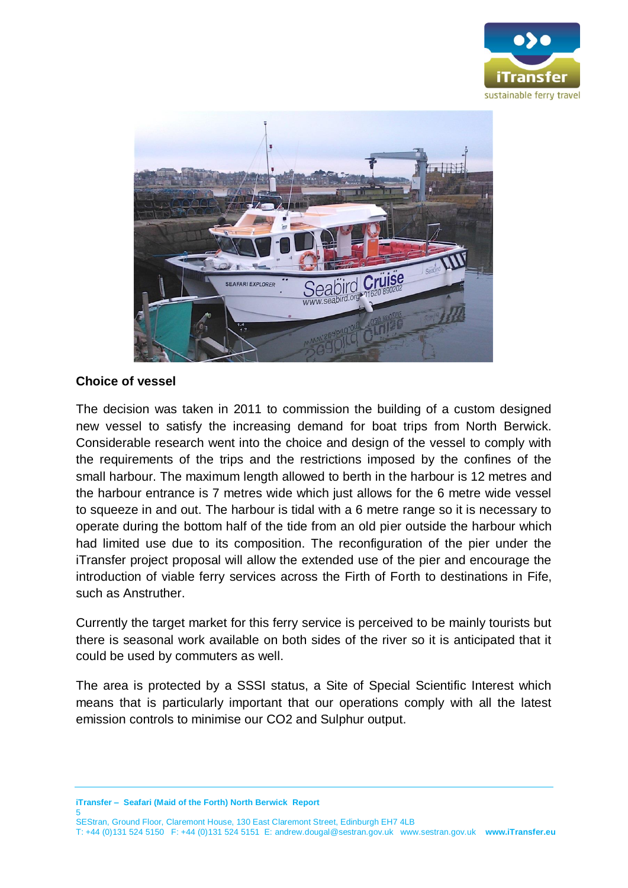## Choice of vessel

The decision was taken in 2011 to commission the building of a custom designed new vessel to satisfy the increasing demand for boat trips from North Berwick. Considerable research went into the choice and design of the vessel to comply with the requirements of the trips and the restrictions imposed by the confines of the small harbour. The maximum length allowed to berth in the harbour is 12 metres and the harbour entrance is 7 metres wide which just allows for the 6 metre wide vessel to squeeze in and out. The harbour is tidal with a 6 metre range so it is necessary to operate during the bottom half of the tide from an old pier outside the harbour which had limited use due to its composition. The reconfiguration of the pier under the iTransfer project proposal will allow the extended use of the pier and encourage the introduction of viable ferry services across the Firth of Forth to destinations in Fife, such as Anstruther.

Currently the target market for this ferry service is perceived to be mainly tourists but there is seasonal work available on both sides of the river so it is anticipated that it could be used by commuters as well.

The area is protected by a SSSI status, a Site of Special Scientific Interest which means that is particularly important that our operations comply with all the latest emission controls to minimise our $CO_2$ and Sulphur output.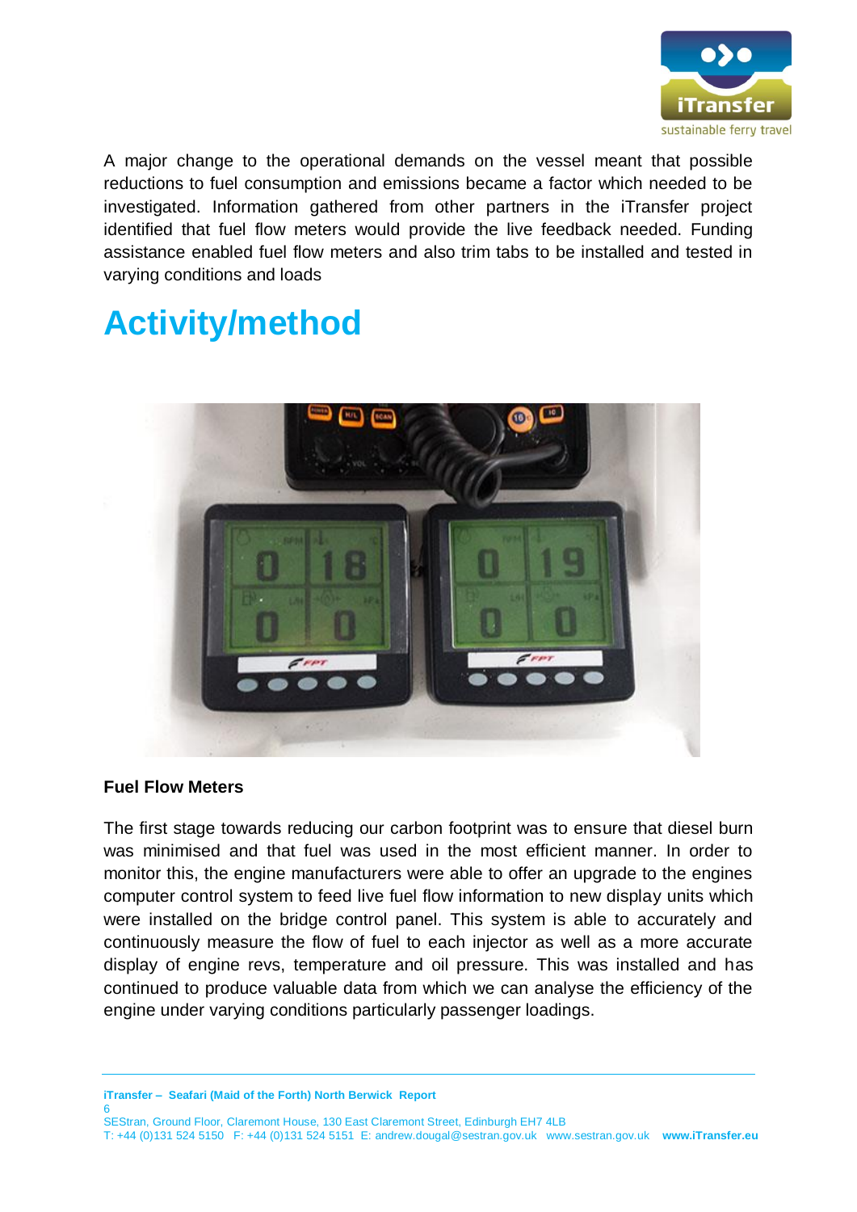A major change to the operational demands on the vessel meant that possible reductions to fuel consumption and emissions became a factor which needed to be investigated. Information gathered from other partners in the iTransfer project identified that fuel flow meters would provide the live feedback needed. Funding assistance enabled fuel flow meters and also trim tabs to be installed and tested in varying conditions and loads

# Activity/method

**Fuel Flow Meters**

The first stage towards reducing our carbon footprint was to ensure that diesel burn was minimised and that fuel was used in the most efficient manner. In order to monitor this, the engine manufacturers were able to offer an upgrade to the engines computer control system to feed live fuel flow information to new display units which were installed on the bridge control panel. This system is able to accurately and continuously measure the flow of fuel to each injector as well as a more accurate display of engine revs, temperature and oil pressure. This was installed and has continued to produce valuable data from which we can analyse the efficiency of the engine under varying conditions particularly passenger loadings.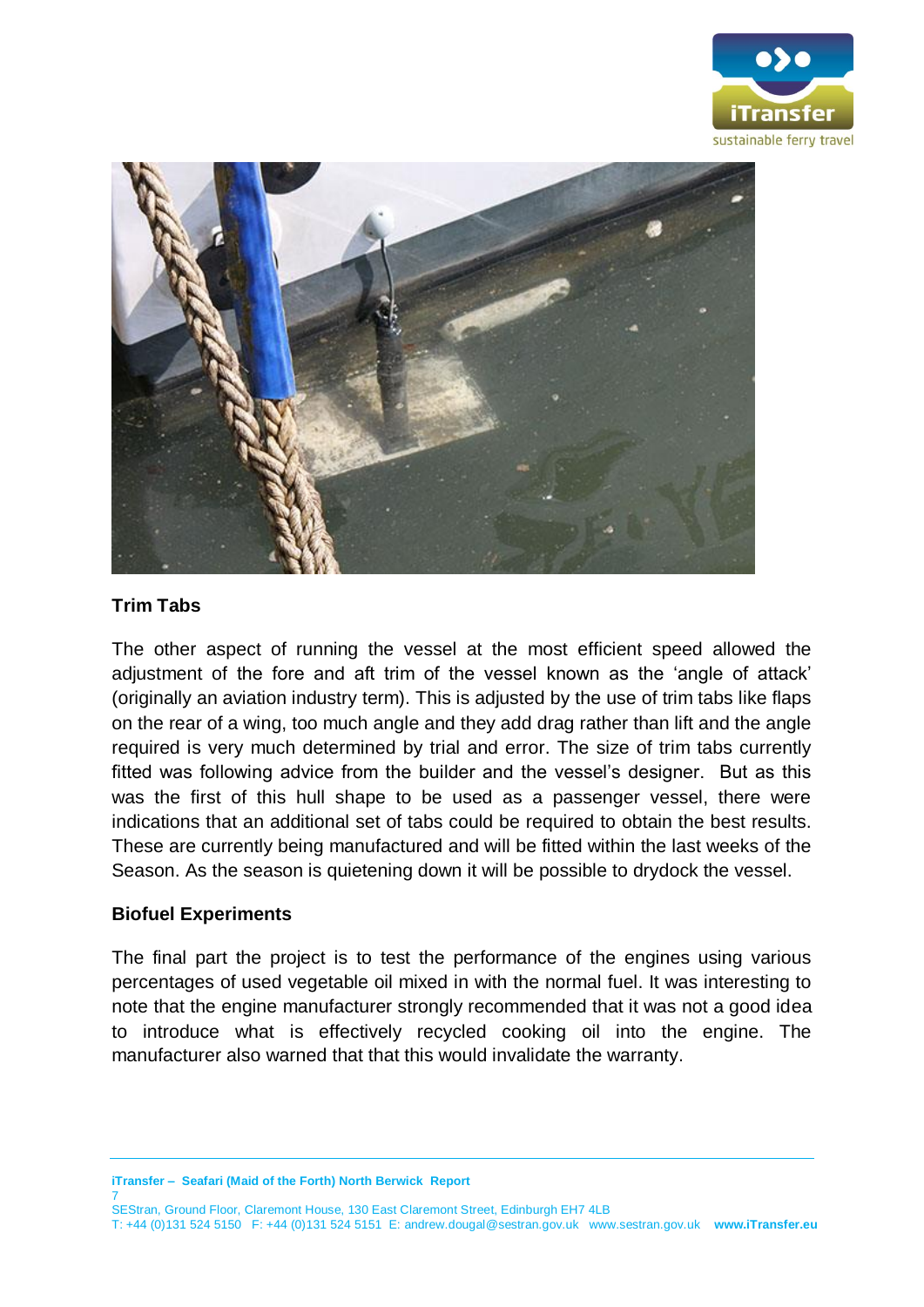### Trim Tabs

The other aspect of running the vessel at the most efficient speed allowed the adjustment of the fore and aft trim of the vessel known as the 'angle of attack' (originally an aviation industry term). This is adjusted by the use of trim tabs like flaps on the rear of a wing, too much angle and they add drag rather than lift and the angle required is very much determined by trial and error. The size of trim tabs currently fitted was following advice from the builder and the vessel's designer. But as this was the first of this hull shape to be used as a passenger vessel, there were indications that an additional set of tabs could be required to obtain the best results. These are currently being manufactured and will be fitted within the last weeks of the Season. As the season is quietening down it will be possible to drydock the vessel.

### Biofuel Experiments

The final part the project is to test the performance of the engines using various percentages of used vegetable oil mixed in with the normal fuel. It was interesting to note that the engine manufacturer strongly recommended that it was not a good idea to introduce what is effectively recycled cooking oil into the engine. The manufacturer also warned that that this would invalidate the warranty.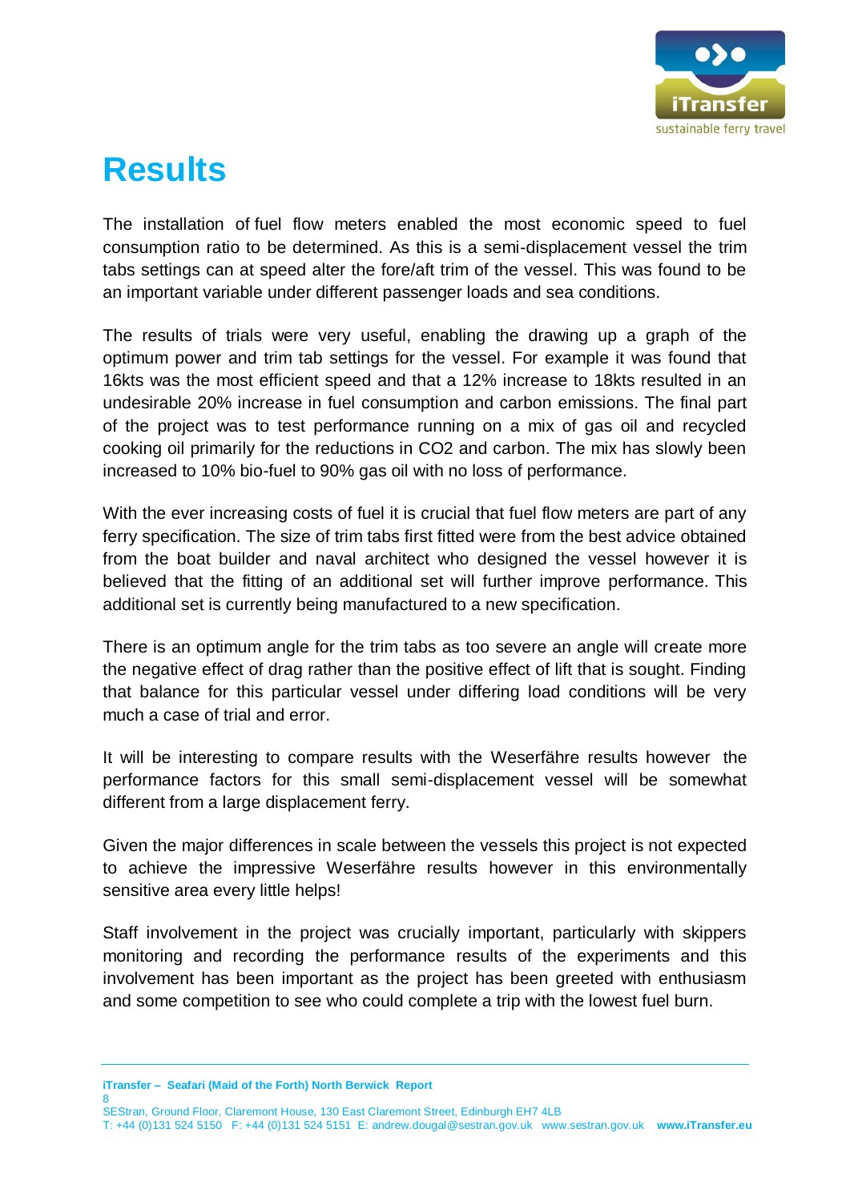# Results

The installation of fuel flow meters enabled the most economic speed to fuel consumption ratio to be determined. As this is a semi-displacement vessel the trim tabs settings can at speed alter the fore/aft trim of the vessel. This was found to be an important variable under different passenger loads and sea conditions.

The results of trials were very useful, enabling the drawing up a graph of the optimum power and trim tab settings for the vessel. For example it was found that 16kts was the most efficient speed and that a 12% increase to 18kts resulted in an undesirable 20% increase in fuel consumption and carbon emissions. The final part of the project was to test performance running on a mix of gas oil and recycled cooking oil primarily for the reductions in $CO_2$ and carbon. The mix has slowly been increased to 10% bio-fuel to 90% gas oil with no loss of performance.

With the ever increasing costs of fuel it is crucial that fuel flow meters are part of any ferry specification. The size of trim tabs first fitted were from the best advice obtained from the boat builder and naval architect who designed the vessel however it is believed that the fitting of an additional set will further improve performance. This additional set is currently being manufactured to a new specification.

There is an optimum angle for the trim tabs as too severe an angle will create more the negative effect of drag rather than the positive effect of lift that is sought. Finding that balance for this particular vessel under differing load conditions will be very much a case of trial and error.

It will be interesting to compare results with the Weserfähre results however the performance factors for this small semi-displacement vessel will be somewhat different from a large displacement ferry.

Given the major differences in scale between the vessels this project is not expected to achieve the impressive Weserfähre results however in this environmentally sensitive area every little helps!

Staff involvement in the project was crucially important, particularly with skippers monitoring and recording the performance results of the experiments and this involvement has been important as the project has been greeted with enthusiasm and some competition to see who could complete a trip with the lowest fuel burn.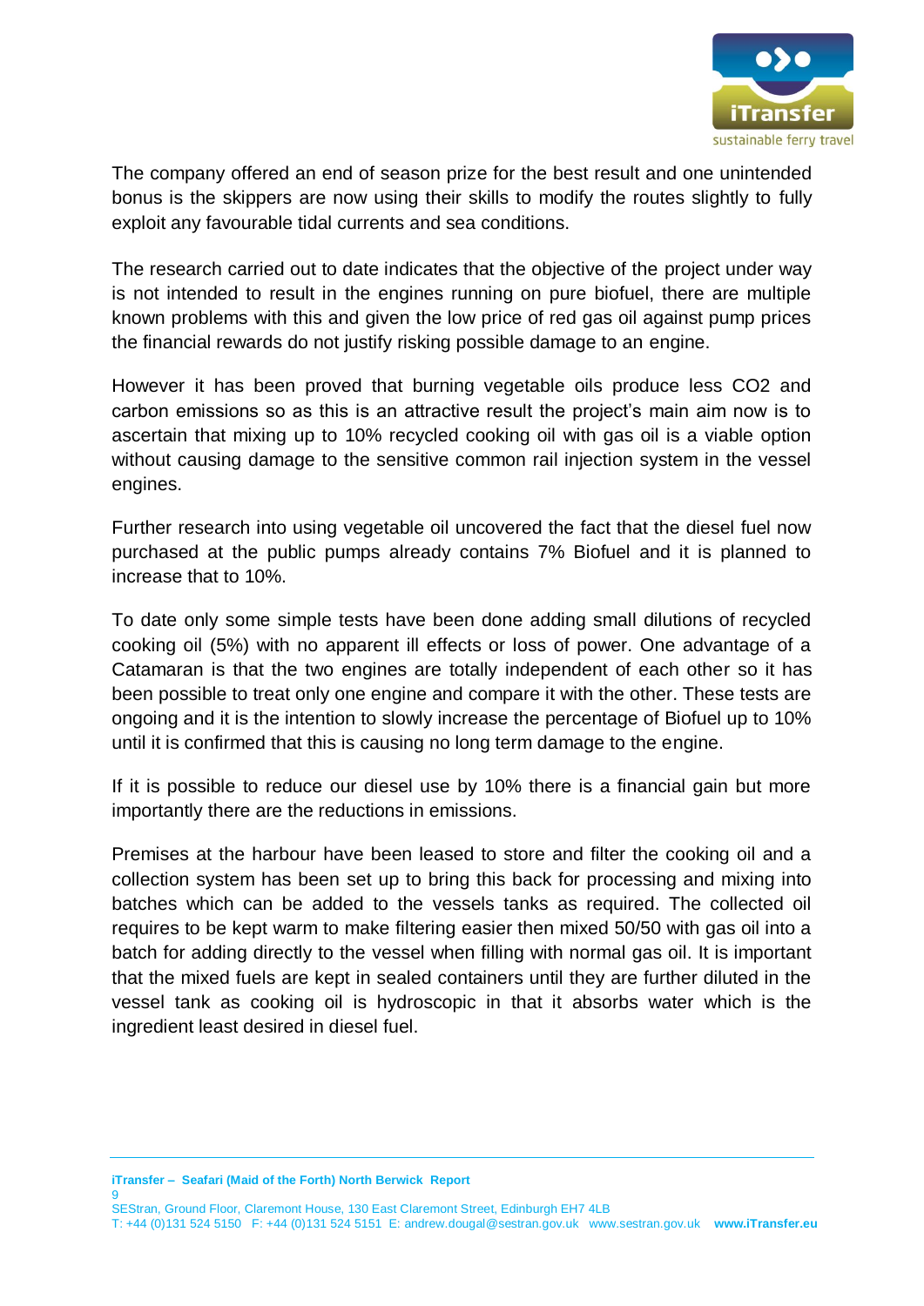The company offered an end of season prize for the best result and one unintended bonus is the skippers are now using their skills to modify the routes slightly to fully exploit any favourable tidal currents and sea conditions.

The research carried out to date indicates that the objective of the project under way is not intended to result in the engines running on pure biofuel, there are multiple known problems with this and given the low price of red gas oil against pump prices the financial rewards do not justify risking possible damage to an engine.

However it has been proved that burning vegetable oils produce less $CO_2$ and carbon emissions so as this is an attractive result the project's main aim now is to ascertain that mixing up to 10% recycled cooking oil with gas oil is a viable option without causing damage to the sensitive common rail injection system in the vessel engines.

Further research into using vegetable oil uncovered the fact that the diesel fuel now purchased at the public pumps already contains 7% Biofuel and it is planned to increase that to 10%.

To date only some simple tests have been done adding small dilutions of recycled cooking oil (5%) with no apparent ill effects or loss of power. One advantage of a Catamaran is that the two engines are totally independent of each other so it has been possible to treat only one engine and compare it with the other. These tests are ongoing and it is the intention to slowly increase the percentage of Biofuel up to 10% until it is confirmed that this is causing no long term damage to the engine.

If it is possible to reduce our diesel use by 10% there is a financial gain but more importantly there are the reductions in emissions.

Premises at the harbour have been leased to store and filter the cooking oil and a collection system has been set up to bring this back for processing and mixing into batches which can be added to the vessels tanks as required. The collected oil requires to be kept warm to make filtering easier then mixed 50/50 with gas oil into a batch for adding directly to the vessel when filling with normal gas oil. It is important that the mixed fuels are kept in sealed containers until they are further diluted in the vessel tank as cooking oil is hydroscopic in that it absorbs water which is the ingredient least desired in diesel fuel.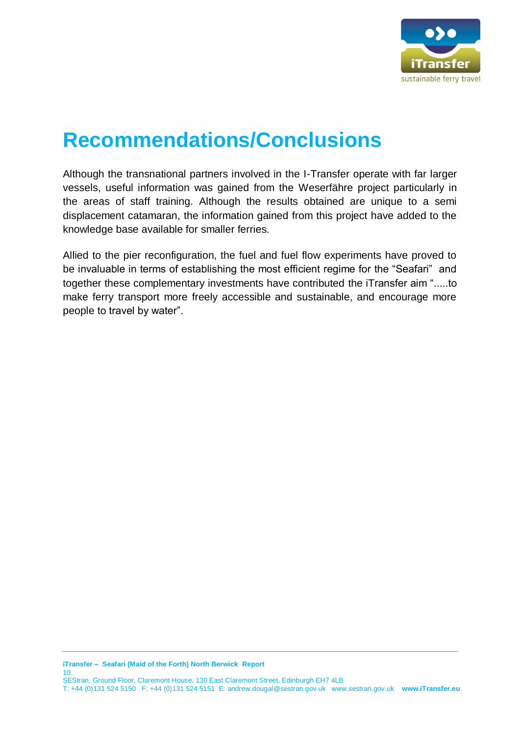# Recommendations/Conclusions

Although the transnational partners involved in the I-Transfer operate with far larger vessels, useful information was gained from the Weserfähre project particularly in the areas of staff training. Although the results obtained are unique to a semi displacement catamaran, the information gained from this project have added to the knowledge base available for smaller ferries.

Allied to the pier reconfiguration, the fuel and fuel flow experiments have proved to be invaluable in terms of establishing the most efficient regime for the "Seafari" and together these complementary investments have contributed the iTransfer aim ".....to make ferry transport more freely accessible and sustainable, and encourage more people to travel by water".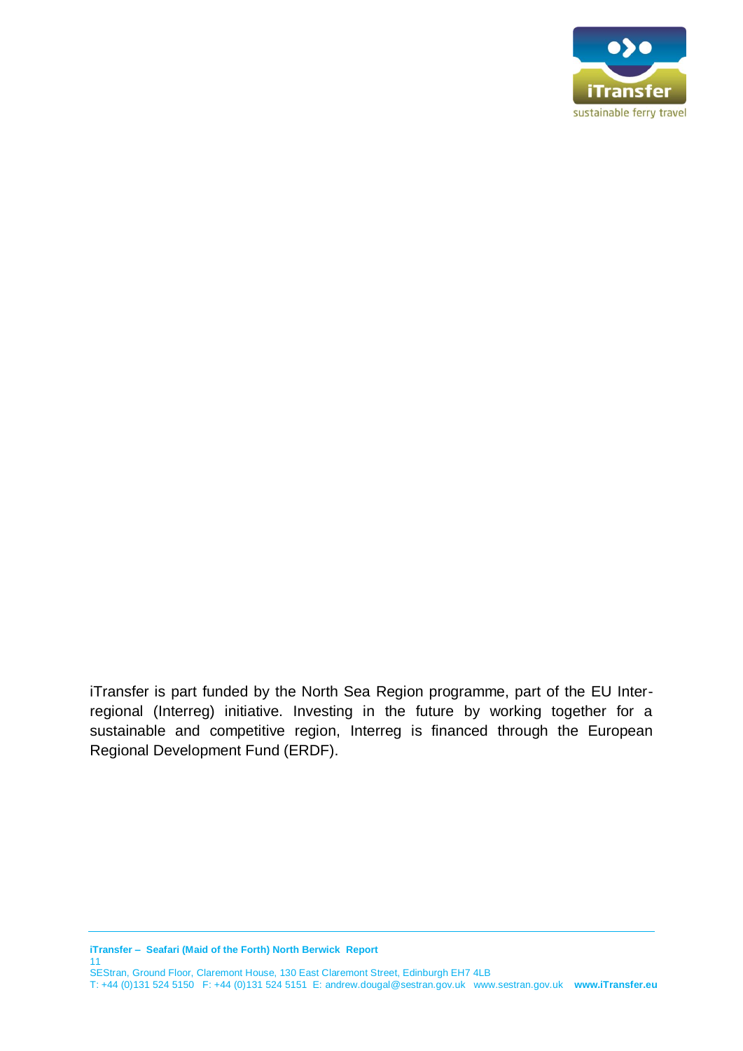iTransfer is part funded by the North Sea Region programme, part of the EU Inter-regional (Interreg) initiative. Investing in the future by working together for a sustainable and competitive region, Interreg is financed through the European Regional Development Fund (ERDF).